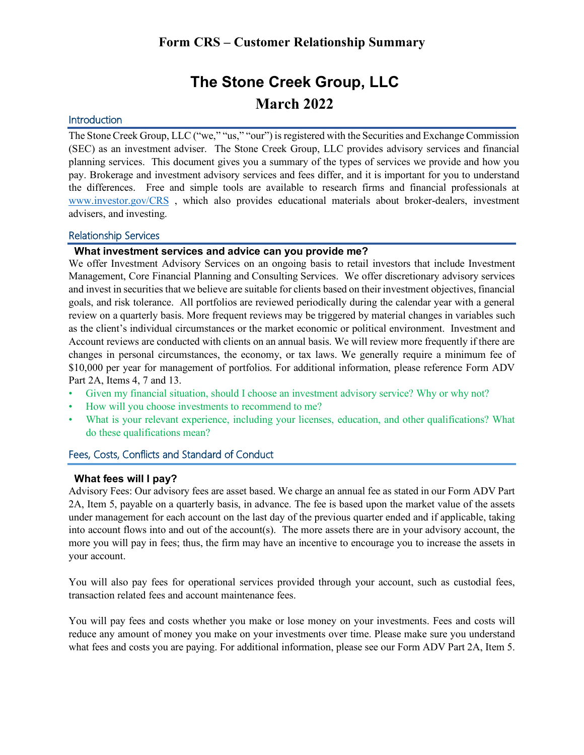# Form CRS – Customer Relationship Summary

# The Stone Creek Group, LLC
## March 2022

## Introduction

The Stone Creek Group, LLC ("we," "us," "our") is registered with the Securities and Exchange Commission (SEC) as an investment adviser. The Stone Creek Group, LLC provides advisory services and financial planning services. This document gives you a summary of the types of services we provide and how you pay. Brokerage and investment advisory services and fees differ, and it is important for you to understand the differences. Free and simple tools are available to research firms and financial professionals at www.investor.gov/CRS , which also provides educational materials about broker-dealers, investment advisers, and investing.

## Relationship Services

### What investment services and advice can you provide me?

We offer Investment Advisory Services on an ongoing basis to retail investors that include Investment Management, Core Financial Planning and Consulting Services. We offer discretionary advisory services and invest in securities that we believe are suitable for clients based on their investment objectives, financial goals, and risk tolerance. All portfolios are reviewed periodically during the calendar year with a general review on a quarterly basis. More frequent reviews may be triggered by material changes in variables such as the client's individual circumstances or the market economic or political environment. Investment and Account reviews are conducted with clients on an annual basis. We will review more frequently if there are changes in personal circumstances, the economy, or tax laws. We generally require a minimum fee of $10,000 per year for management of portfolios. For additional information, please reference Form ADV Part 2A, Items 4, 7 and 13.

- Given my financial situation, should I choose an investment advisory service? Why or why not?
- How will you choose investments to recommend to me?
- What is your relevant experience, including your licenses, education, and other qualifications? What do these qualifications mean?

## Fees, Costs, Conflicts and Standard of Conduct

### What fees will I pay?

Advisory Fees: Our advisory fees are asset based. We charge an annual fee as stated in our Form ADV Part 2A, Item 5, payable on a quarterly basis, in advance. The fee is based upon the market value of the assets under management for each account on the last day of the previous quarter ended and if applicable, taking into account flows into and out of the account(s). The more assets there are in your advisory account, the more you will pay in fees; thus, the firm may have an incentive to encourage you to increase the assets in your account.

You will also pay fees for operational services provided through your account, such as custodial fees, transaction related fees and account maintenance fees.

You will pay fees and costs whether you make or lose money on your investments. Fees and costs will reduce any amount of money you make on your investments over time. Please make sure you understand what fees and costs you are paying. For additional information, please see our Form ADV Part 2A, Item 5.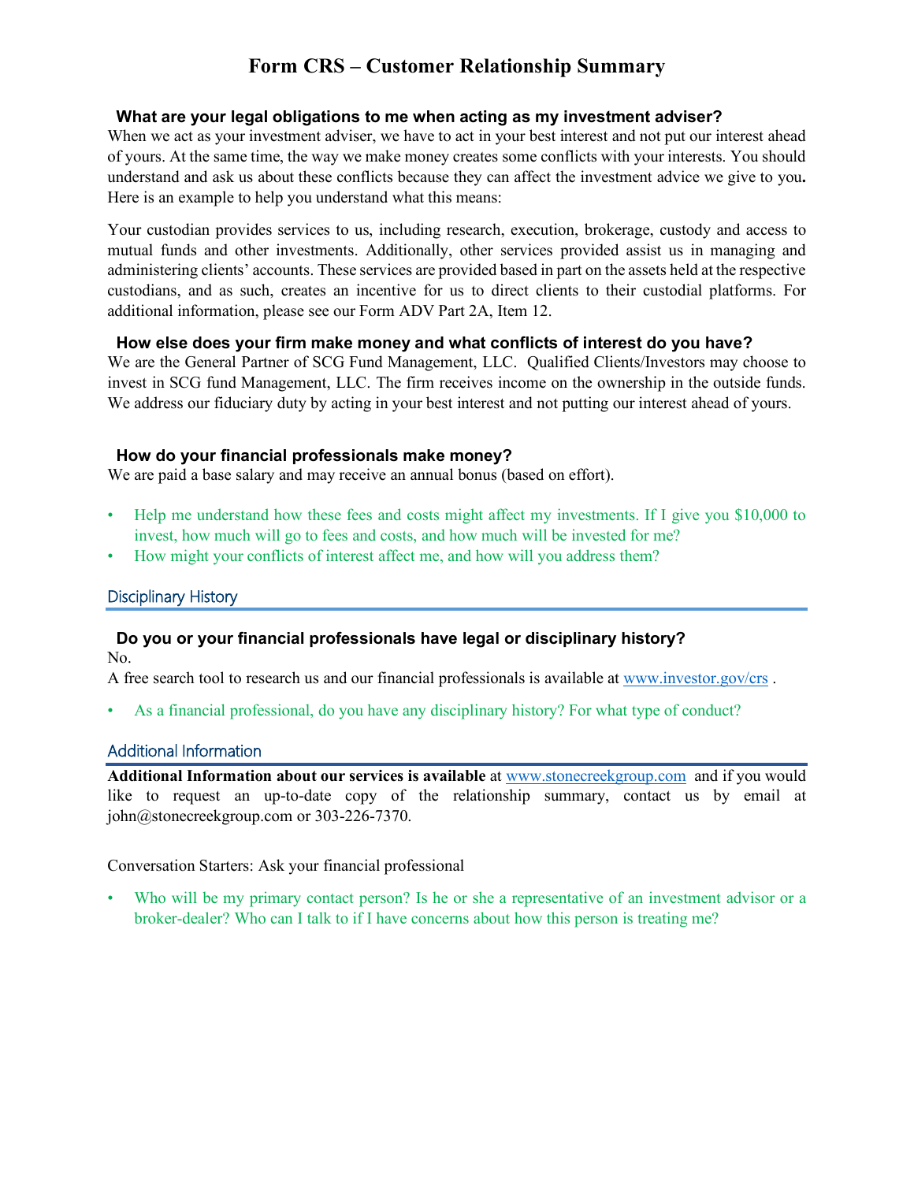# Form CRS – Customer Relationship Summary

### What are your legal obligations to me when acting as my investment adviser?

When we act as your investment adviser, we have to act in your best interest and not put our interest ahead of yours. At the same time, the way we make money creates some conflicts with your interests. You should understand and ask us about these conflicts because they can affect the investment advice we give to you**.** Here is an example to help you understand what this means:

Your custodian provides services to us, including research, execution, brokerage, custody and access to mutual funds and other investments. Additionally, other services provided assist us in managing and administering clients' accounts. These services are provided based in part on the assets held at the respective custodians, and as such, creates an incentive for us to direct clients to their custodial platforms. For additional information, please see our Form ADV Part 2A, Item 12.

### How else does your firm make money and what conflicts of interest do you have?

We are the General Partner of SCG Fund Management, LLC. Qualified Clients/Investors may choose to invest in SCG fund Management, LLC. The firm receives income on the ownership in the outside funds. We address our fiduciary duty by acting in your best interest and not putting our interest ahead of yours.

### How do your financial professionals make money?

We are paid a base salary and may receive an annual bonus (based on effort).

- Help me understand how these fees and costs might affect my investments. If I give you $10,000 to invest, how much will go to fees and costs, and how much will be invested for me?
- How might your conflicts of interest affect me, and how will you address them?

## Disciplinary History

### Do you or your financial professionals have legal or disciplinary history?

No.

A free search tool to research us and our financial professionals is available at www.investor.gov/crs .

- As a financial professional, do you have any disciplinary history? For what type of conduct?

## Additional Information

**Additional Information about our services is available** at www.stonecreekgroup.com and if you would like to request an up-to-date copy of the relationship summary, contact us by email at john@stonecreekgroup.com or 303-226-7370.

Conversation Starters: Ask your financial professional

- Who will be my primary contact person? Is he or she a representative of an investment advisor or a broker-dealer? Who can I talk to if I have concerns about how this person is treating me?